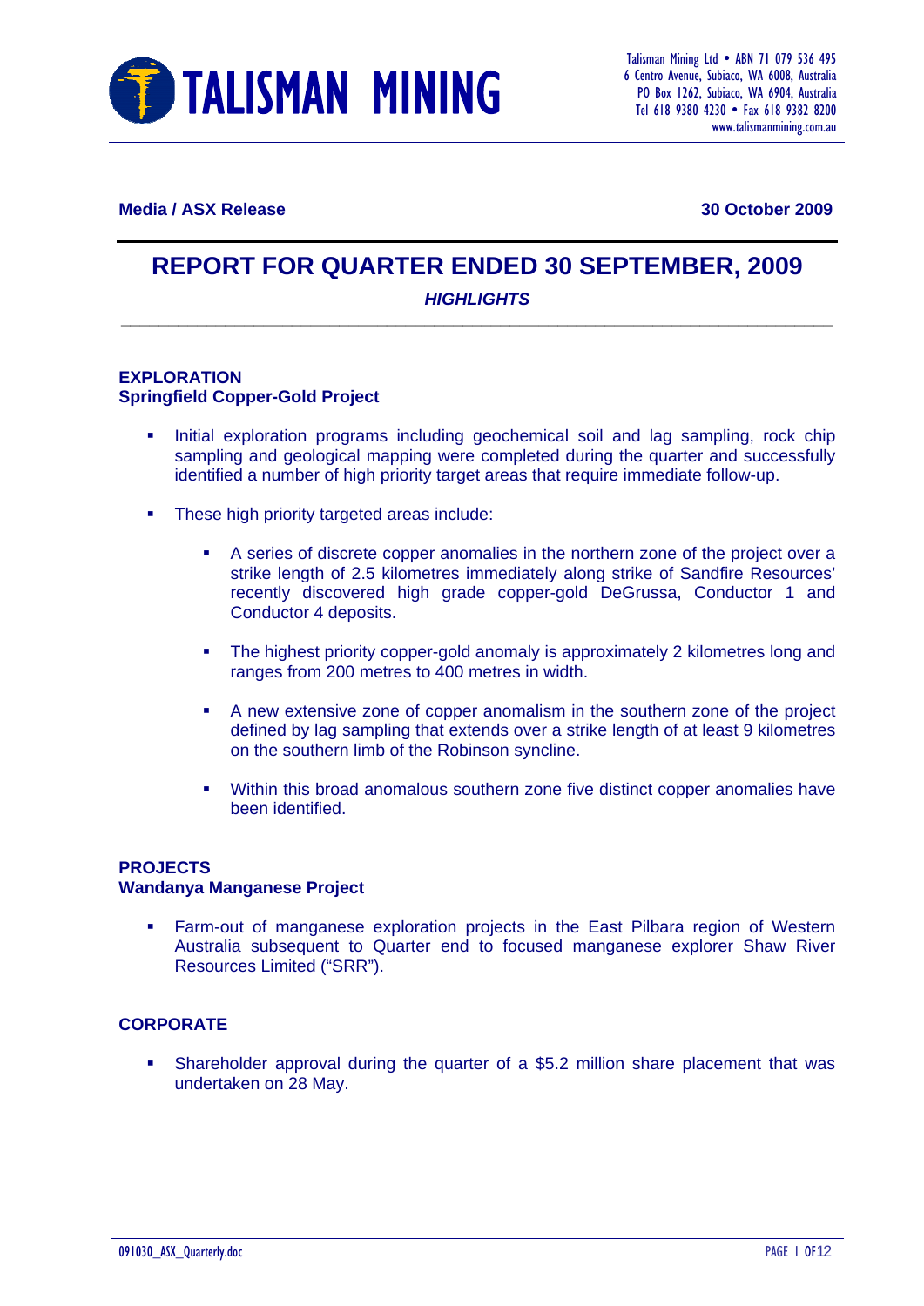**Media / ASX Release** **30 October 2009**

# REPORT FOR QUARTER ENDED 30 SEPTEMBER, 2009

***HIGHLIGHTS***

### EXPLORATION
### Springfield Copper-Gold Project

- Initial exploration programs including geochemical soil and lag sampling, rock chip sampling and geological mapping were completed during the quarter and successfully identified a number of high priority target areas that require immediate follow-up.
- These high priority targeted areas include:
  - A series of discrete copper anomalies in the northern zone of the project over a strike length of 2.5 kilometres immediately along strike of Sandfire Resources' recently discovered high grade copper-gold DeGrussa, Conductor 1 and Conductor 4 deposits.
  - The highest priority copper-gold anomaly is approximately 2 kilometres long and ranges from 200 metres to 400 metres in width.
  - A new extensive zone of copper anomalism in the southern zone of the project defined by lag sampling that extends over a strike length of at least 9 kilometres on the southern limb of the Robinson syncline.
  - Within this broad anomalous southern zone five distinct copper anomalies have been identified.

### PROJECTS
### Wandanya Manganese Project

- Farm-out of manganese exploration projects in the East Pilbara region of Western Australia subsequent to Quarter end to focused manganese explorer Shaw River Resources Limited ("SRR").

### CORPORATE

- Shareholder approval during the quarter of a $5.2 million share placement that was undertaken on 28 May.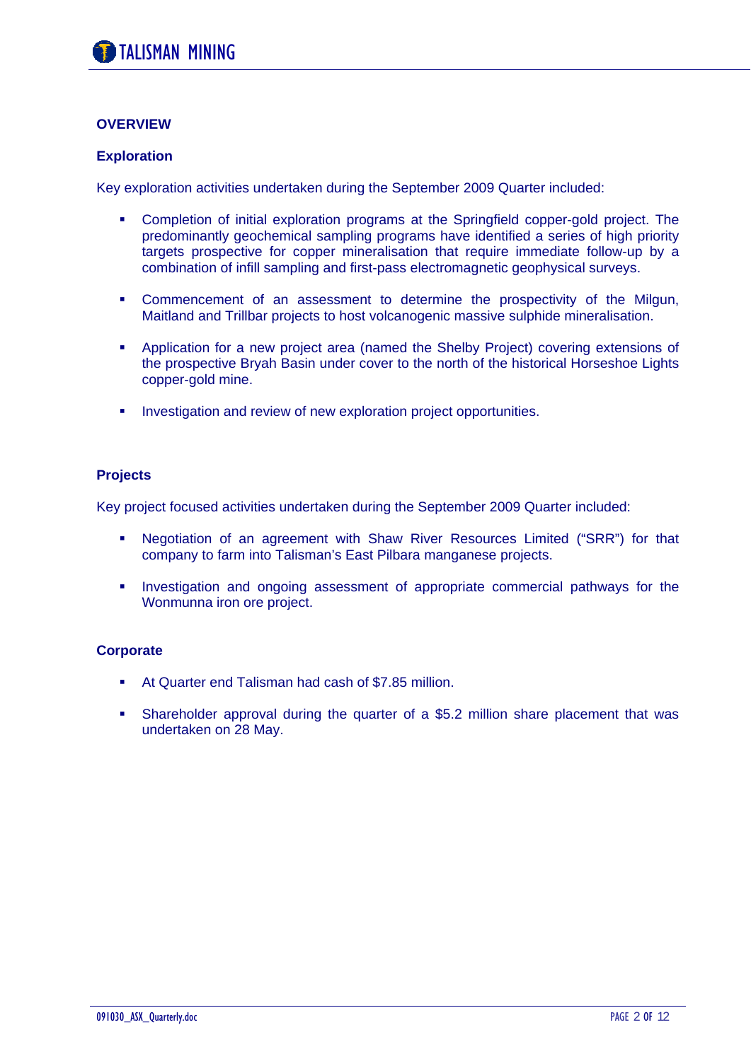## OVERVIEW

### Exploration

Key exploration activities undertaken during the September 2009 Quarter included:

- Completion of initial exploration programs at the Springfield copper-gold project. The predominantly geochemical sampling programs have identified a series of high priority targets prospective for copper mineralisation that require immediate follow-up by a combination of infill sampling and first-pass electromagnetic geophysical surveys.
- Commencement of an assessment to determine the prospectivity of the Milgun, Maitland and Trillbar projects to host volcanogenic massive sulphide mineralisation.
- Application for a new project area (named the Shelby Project) covering extensions of the prospective Bryah Basin under cover to the north of the historical Horseshoe Lights copper-gold mine.
- Investigation and review of new exploration project opportunities.

### Projects

Key project focused activities undertaken during the September 2009 Quarter included:

- Negotiation of an agreement with Shaw River Resources Limited ("SRR") for that company to farm into Talisman's East Pilbara manganese projects.
- Investigation and ongoing assessment of appropriate commercial pathways for the Wonmunna iron ore project.

### Corporate

- At Quarter end Talisman had cash of $7.85 million.
- Shareholder approval during the quarter of a $5.2 million share placement that was undertaken on 28 May.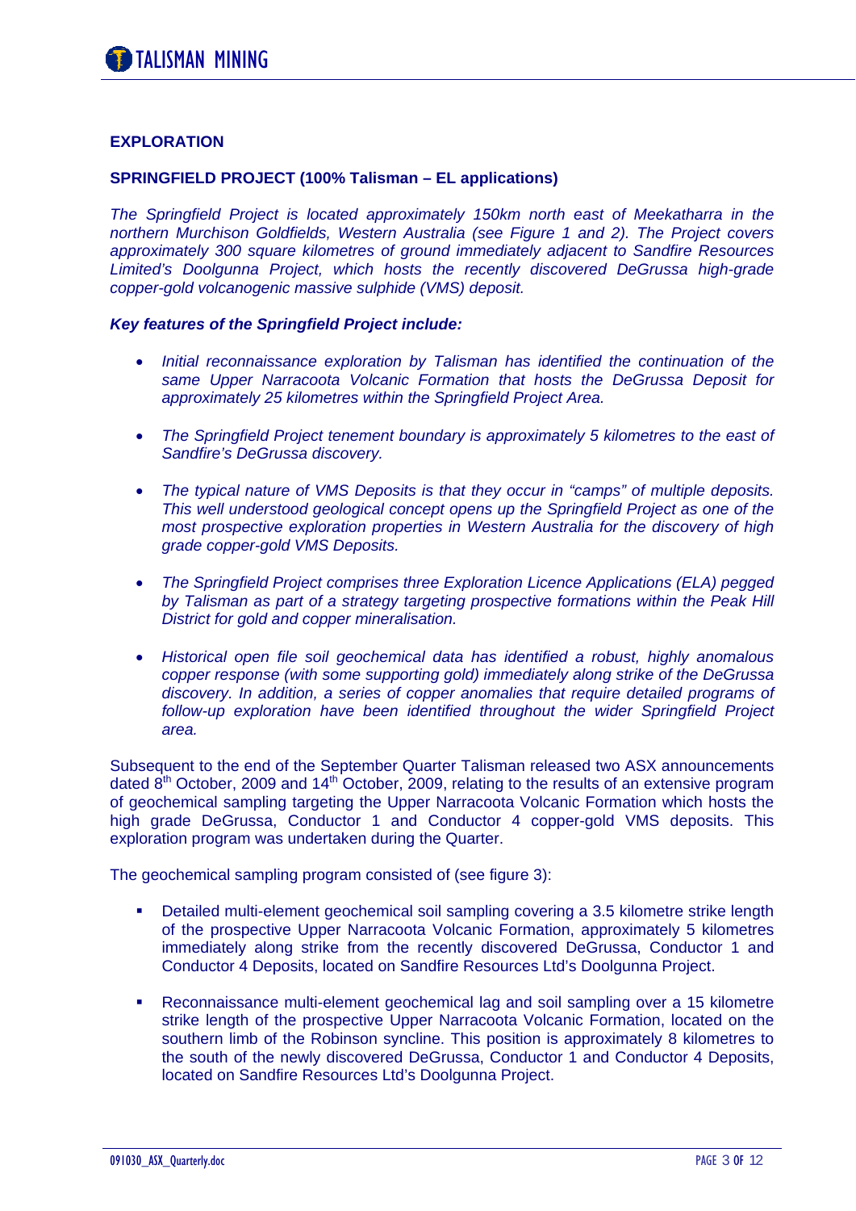## EXPLORATION

### SPRINGFIELD PROJECT (100% Talisman – EL applications)

*The Springfield Project is located approximately 150km north east of Meekatharra in the northern Murchison Goldfields, Western Australia (see Figure 1 and 2). The Project covers approximately 300 square kilometres of ground immediately adjacent to Sandfire Resources Limited's Doolgunna Project, which hosts the recently discovered DeGrussa high-grade copper-gold volcanogenic massive sulphide (VMS) deposit.*

***Key features of the Springfield Project include:***

- *Initial reconnaissance exploration by Talisman has identified the continuation of the same Upper Narracoota Volcanic Formation that hosts the DeGrussa Deposit for approximately 25 kilometres within the Springfield Project Area.*
- *The Springfield Project tenement boundary is approximately 5 kilometres to the east of Sandfire's DeGrussa discovery.*
- *The typical nature of VMS Deposits is that they occur in "camps" of multiple deposits. This well understood geological concept opens up the Springfield Project as one of the most prospective exploration properties in Western Australia for the discovery of high grade copper-gold VMS Deposits.*
- *The Springfield Project comprises three Exploration Licence Applications (ELA) pegged by Talisman as part of a strategy targeting prospective formations within the Peak Hill District for gold and copper mineralisation.*
- *Historical open file soil geochemical data has identified a robust, highly anomalous copper response (with some supporting gold) immediately along strike of the DeGrussa discovery. In addition, a series of copper anomalies that require detailed programs of follow-up exploration have been identified throughout the wider Springfield Project area.*

Subsequent to the end of the September Quarter Talisman released two ASX announcements dated 8th October, 2009 and 14th October, 2009, relating to the results of an extensive program of geochemical sampling targeting the Upper Narracoota Volcanic Formation which hosts the high grade DeGrussa, Conductor 1 and Conductor 4 copper-gold VMS deposits. This exploration program was undertaken during the Quarter.

The geochemical sampling program consisted of (see figure 3):

- Detailed multi-element geochemical soil sampling covering a 3.5 kilometre strike length of the prospective Upper Narracoota Volcanic Formation, approximately 5 kilometres immediately along strike from the recently discovered DeGrussa, Conductor 1 and Conductor 4 Deposits, located on Sandfire Resources Ltd's Doolgunna Project.
- Reconnaissance multi-element geochemical lag and soil sampling over a 15 kilometre strike length of the prospective Upper Narracoota Volcanic Formation, located on the southern limb of the Robinson syncline. This position is approximately 8 kilometres to the south of the newly discovered DeGrussa, Conductor 1 and Conductor 4 Deposits, located on Sandfire Resources Ltd's Doolgunna Project.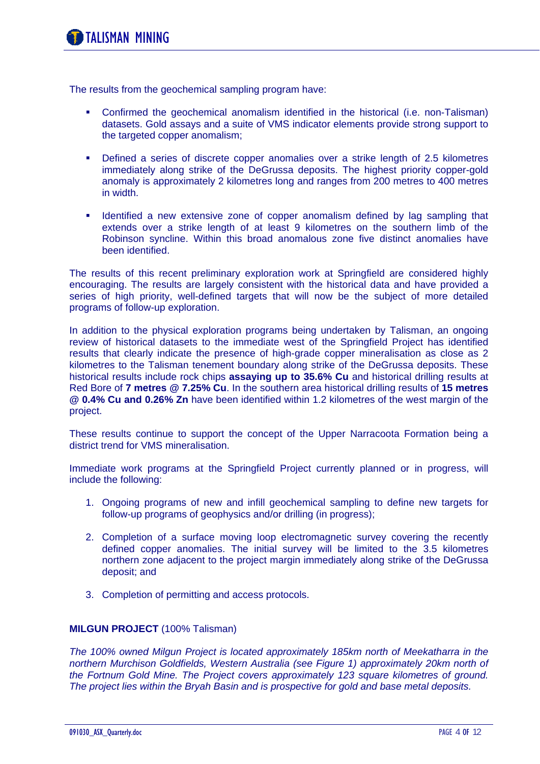The results from the geochemical sampling program have:

- Confirmed the geochemical anomalism identified in the historical (i.e. non-Talisman) datasets. Gold assays and a suite of VMS indicator elements provide strong support to the targeted copper anomalism;
- Defined a series of discrete copper anomalies over a strike length of 2.5 kilometres immediately along strike of the DeGrussa deposits. The highest priority copper-gold anomaly is approximately 2 kilometres long and ranges from 200 metres to 400 metres in width.
- Identified a new extensive zone of copper anomalism defined by lag sampling that extends over a strike length of at least 9 kilometres on the southern limb of the Robinson syncline. Within this broad anomalous zone five distinct anomalies have been identified.

The results of this recent preliminary exploration work at Springfield are considered highly encouraging. The results are largely consistent with the historical data and have provided a series of high priority, well-defined targets that will now be the subject of more detailed programs of follow-up exploration.

In addition to the physical exploration programs being undertaken by Talisman, an ongoing review of historical datasets to the immediate west of the Springfield Project has identified results that clearly indicate the presence of high-grade copper mineralisation as close as 2 kilometres to the Talisman tenement boundary along strike of the DeGrussa deposits. These historical results include rock chips **assaying up to 35.6% Cu** and historical drilling results at Red Bore of **7 metres @ 7.25% Cu**. In the southern area historical drilling results of **15 metres @ 0.4% Cu and 0.26% Zn** have been identified within 1.2 kilometres of the west margin of the project.

These results continue to support the concept of the Upper Narracoota Formation being a district trend for VMS mineralisation.

Immediate work programs at the Springfield Project currently planned or in progress, will include the following:

1. Ongoing programs of new and infill geochemical sampling to define new targets for follow-up programs of geophysics and/or drilling (in progress);
2. Completion of a surface moving loop electromagnetic survey covering the recently defined copper anomalies. The initial survey will be limited to the 3.5 kilometres northern zone adjacent to the project margin immediately along strike of the DeGrussa deposit; and
3. Completion of permitting and access protocols.

**MILGUN PROJECT** (100% Talisman)

*The 100% owned Milgun Project is located approximately 185km north of Meekatharra in the northern Murchison Goldfields, Western Australia (see Figure 1) approximately 20km north of the Fortnum Gold Mine. The Project covers approximately 123 square kilometres of ground. The project lies within the Bryah Basin and is prospective for gold and base metal deposits.*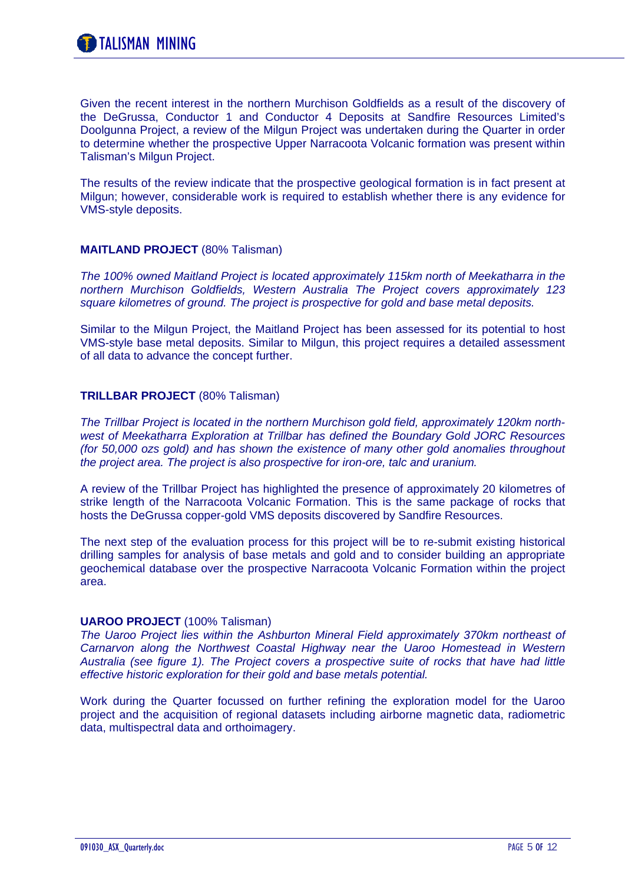Given the recent interest in the northern Murchison Goldfields as a result of the discovery of the DeGrussa, Conductor 1 and Conductor 4 Deposits at Sandfire Resources Limited's Doolgunna Project, a review of the Milgun Project was undertaken during the Quarter in order to determine whether the prospective Upper Narracoota Volcanic formation was present within Talisman's Milgun Project.

The results of the review indicate that the prospective geological formation is in fact present at Milgun; however, considerable work is required to establish whether there is any evidence for VMS-style deposits.

**MAITLAND PROJECT** (80% Talisman)

*The 100% owned Maitland Project is located approximately 115km north of Meekatharra in the northern Murchison Goldfields, Western Australia The Project covers approximately 123 square kilometres of ground. The project is prospective for gold and base metal deposits.*

Similar to the Milgun Project, the Maitland Project has been assessed for its potential to host VMS-style base metal deposits. Similar to Milgun, this project requires a detailed assessment of all data to advance the concept further.

**TRILLBAR PROJECT** (80% Talisman)

*The Trillbar Project is located in the northern Murchison gold field, approximately 120km north-west of Meekatharra Exploration at Trillbar has defined the Boundary Gold JORC Resources (for 50,000 ozs gold) and has shown the existence of many other gold anomalies throughout the project area. The project is also prospective for iron-ore, talc and uranium.*

A review of the Trillbar Project has highlighted the presence of approximately 20 kilometres of strike length of the Narracoota Volcanic Formation. This is the same package of rocks that hosts the DeGrussa copper-gold VMS deposits discovered by Sandfire Resources.

The next step of the evaluation process for this project will be to re-submit existing historical drilling samples for analysis of base metals and gold and to consider building an appropriate geochemical database over the prospective Narracoota Volcanic Formation within the project area.

**UAROO PROJECT** (100% Talisman)

*The Uaroo Project lies within the Ashburton Mineral Field approximately 370km northeast of Carnarvon along the Northwest Coastal Highway near the Uaroo Homestead in Western Australia (see figure 1). The Project covers a prospective suite of rocks that have had little effective historic exploration for their gold and base metals potential.*

Work during the Quarter focussed on further refining the exploration model for the Uaroo project and the acquisition of regional datasets including airborne magnetic data, radiometric data, multispectral data and orthoimagery.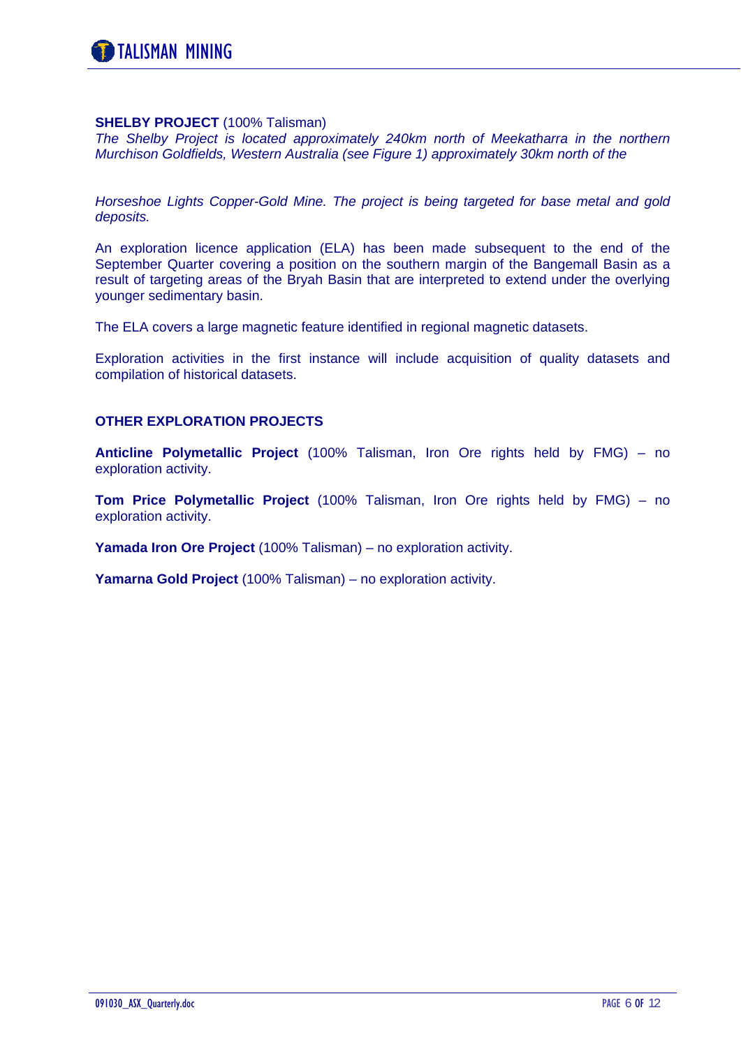**SHELBY PROJECT** (100% Talisman)

*The Shelby Project is located approximately 240km north of Meekatharra in the northern Murchison Goldfields, Western Australia (see Figure 1) approximately 30km north of the*

*Horseshoe Lights Copper-Gold Mine. The project is being targeted for base metal and gold deposits.*

An exploration licence application (ELA) has been made subsequent to the end of the September Quarter covering a position on the southern margin of the Bangemall Basin as a result of targeting areas of the Bryah Basin that are interpreted to extend under the overlying younger sedimentary basin.

The ELA covers a large magnetic feature identified in regional magnetic datasets.

Exploration activities in the first instance will include acquisition of quality datasets and compilation of historical datasets.

**OTHER EXPLORATION PROJECTS**

**Anticline Polymetallic Project** (100% Talisman, Iron Ore rights held by FMG) – no exploration activity.

**Tom Price Polymetallic Project** (100% Talisman, Iron Ore rights held by FMG) – no exploration activity.

**Yamada Iron Ore Project** (100% Talisman) – no exploration activity.

**Yamarna Gold Project** (100% Talisman) – no exploration activity.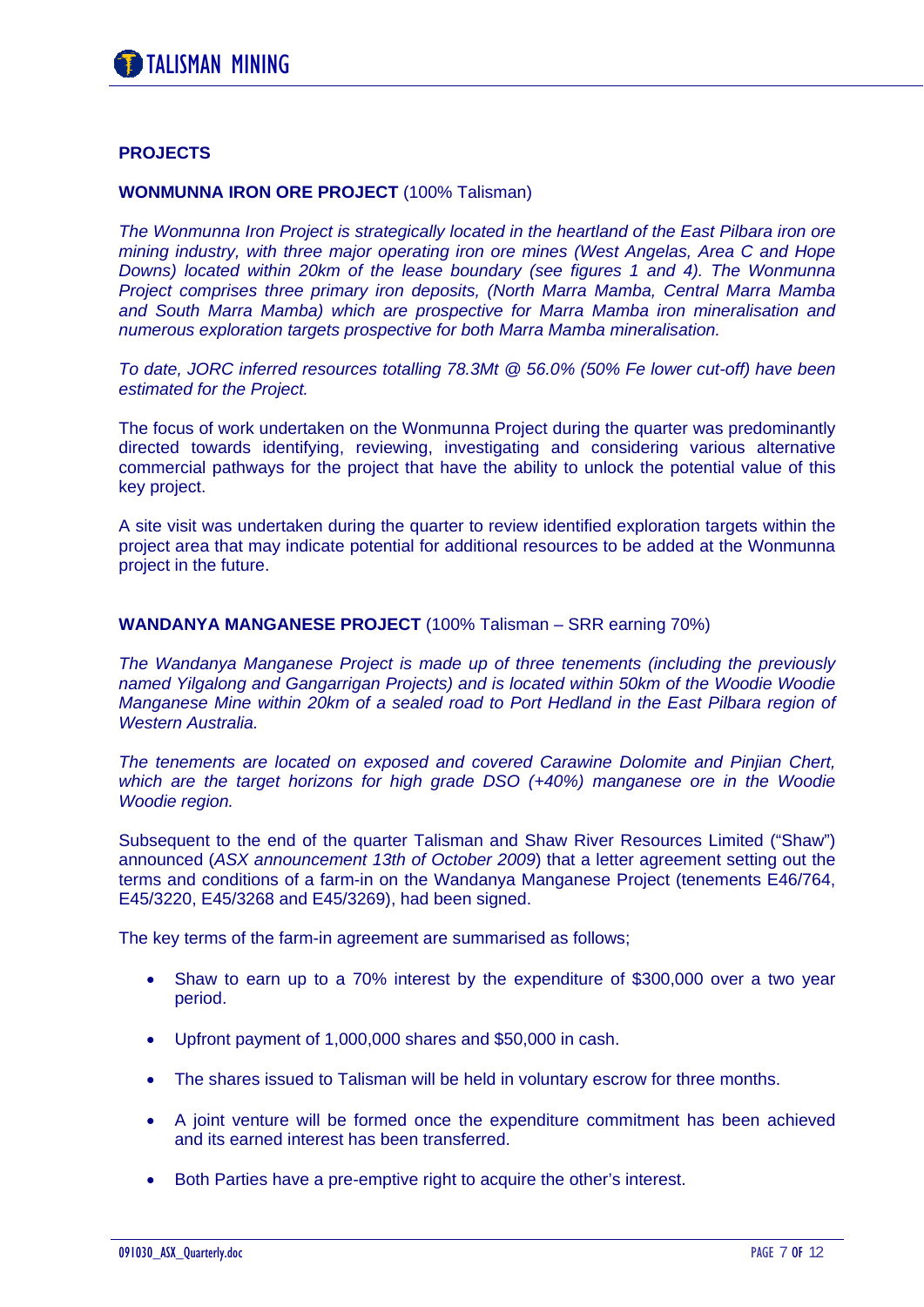## PROJECTS

### WONMUNNA IRON ORE PROJECT (100% Talisman)

*The Wonmunna Iron Project is strategically located in the heartland of the East Pilbara iron ore mining industry, with three major operating iron ore mines (West Angelas, Area C and Hope Downs) located within 20km of the lease boundary (see figures 1 and 4). The Wonmunna Project comprises three primary iron deposits, (North Marra Mamba, Central Marra Mamba and South Marra Mamba) which are prospective for Marra Mamba iron mineralisation and numerous exploration targets prospective for both Marra Mamba mineralisation.*

*To date, JORC inferred resources totalling 78.3Mt @ 56.0% (50% Fe lower cut-off) have been estimated for the Project.*

The focus of work undertaken on the Wonmunna Project during the quarter was predominantly directed towards identifying, reviewing, investigating and considering various alternative commercial pathways for the project that have the ability to unlock the potential value of this key project.

A site visit was undertaken during the quarter to review identified exploration targets within the project area that may indicate potential for additional resources to be added at the Wonmunna project in the future.

### WANDANYA MANGANESE PROJECT (100% Talisman – SRR earning 70%)

*The Wandanya Manganese Project is made up of three tenements (including the previously named Yilgalong and Gangarrigan Projects) and is located within 50km of the Woodie Woodie Manganese Mine within 20km of a sealed road to Port Hedland in the East Pilbara region of Western Australia.*

*The tenements are located on exposed and covered Carawine Dolomite and Pinjian Chert, which are the target horizons for high grade DSO (+40%) manganese ore in the Woodie Woodie region.*

Subsequent to the end of the quarter Talisman and Shaw River Resources Limited ("Shaw") announced (*ASX announcement 13th of October 2009*) that a letter agreement setting out the terms and conditions of a farm-in on the Wandanya Manganese Project (tenements E46/764, E45/3220, E45/3268 and E45/3269), had been signed.

The key terms of the farm-in agreement are summarised as follows;

- Shaw to earn up to a 70% interest by the expenditure of $300,000 over a two year period.
- Upfront payment of 1,000,000 shares and $50,000 in cash.
- The shares issued to Talisman will be held in voluntary escrow for three months.
- A joint venture will be formed once the expenditure commitment has been achieved and its earned interest has been transferred.
- Both Parties have a pre-emptive right to acquire the other's interest.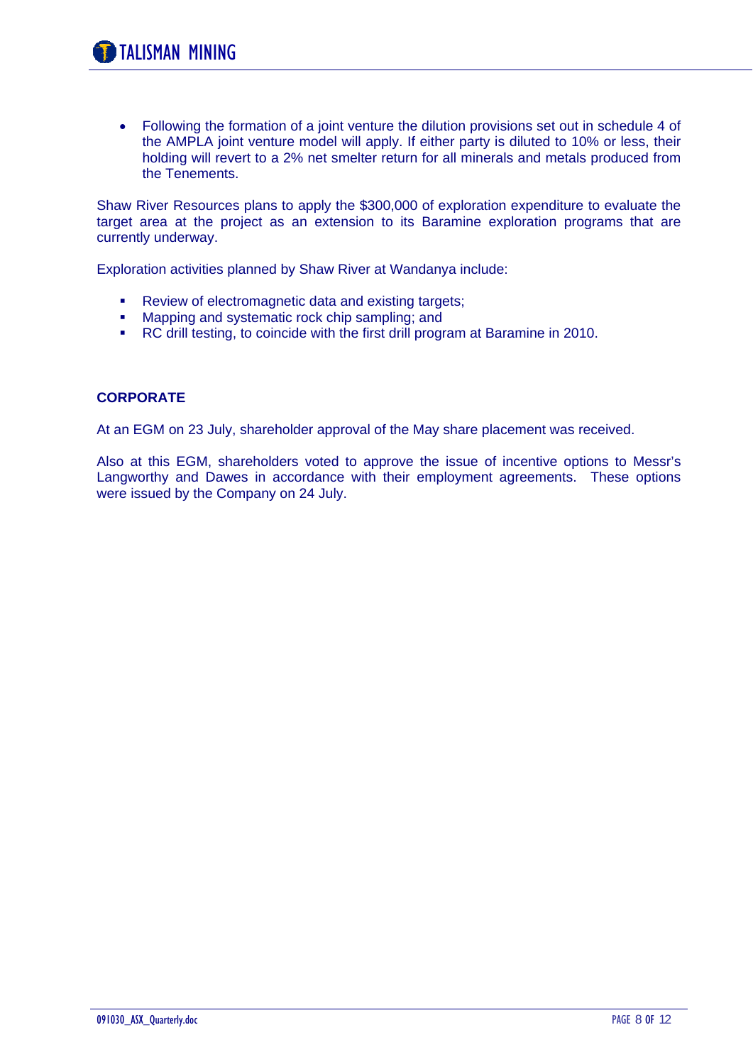- Following the formation of a joint venture the dilution provisions set out in schedule 4 of the AMPLA joint venture model will apply. If either party is diluted to 10% or less, their holding will revert to a 2% net smelter return for all minerals and metals produced from the Tenements.

Shaw River Resources plans to apply the $300,000 of exploration expenditure to evaluate the target area at the project as an extension to its Baramine exploration programs that are currently underway.

Exploration activities planned by Shaw River at Wandanya include:

- Review of electromagnetic data and existing targets;
- Mapping and systematic rock chip sampling; and
- RC drill testing, to coincide with the first drill program at Baramine in 2010.

## CORPORATE

At an EGM on 23 July, shareholder approval of the May share placement was received.

Also at this EGM, shareholders voted to approve the issue of incentive options to Messr's Langworthy and Dawes in accordance with their employment agreements. These options were issued by the Company on 24 July.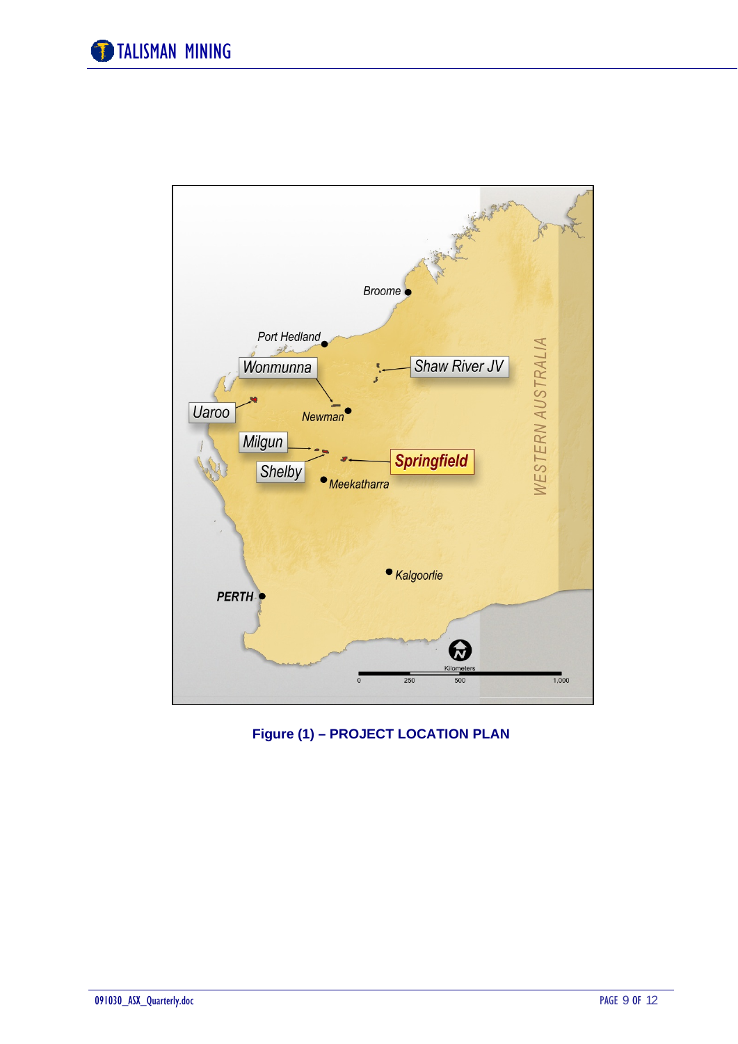Figure (1) – PROJECT LOCATION PLAN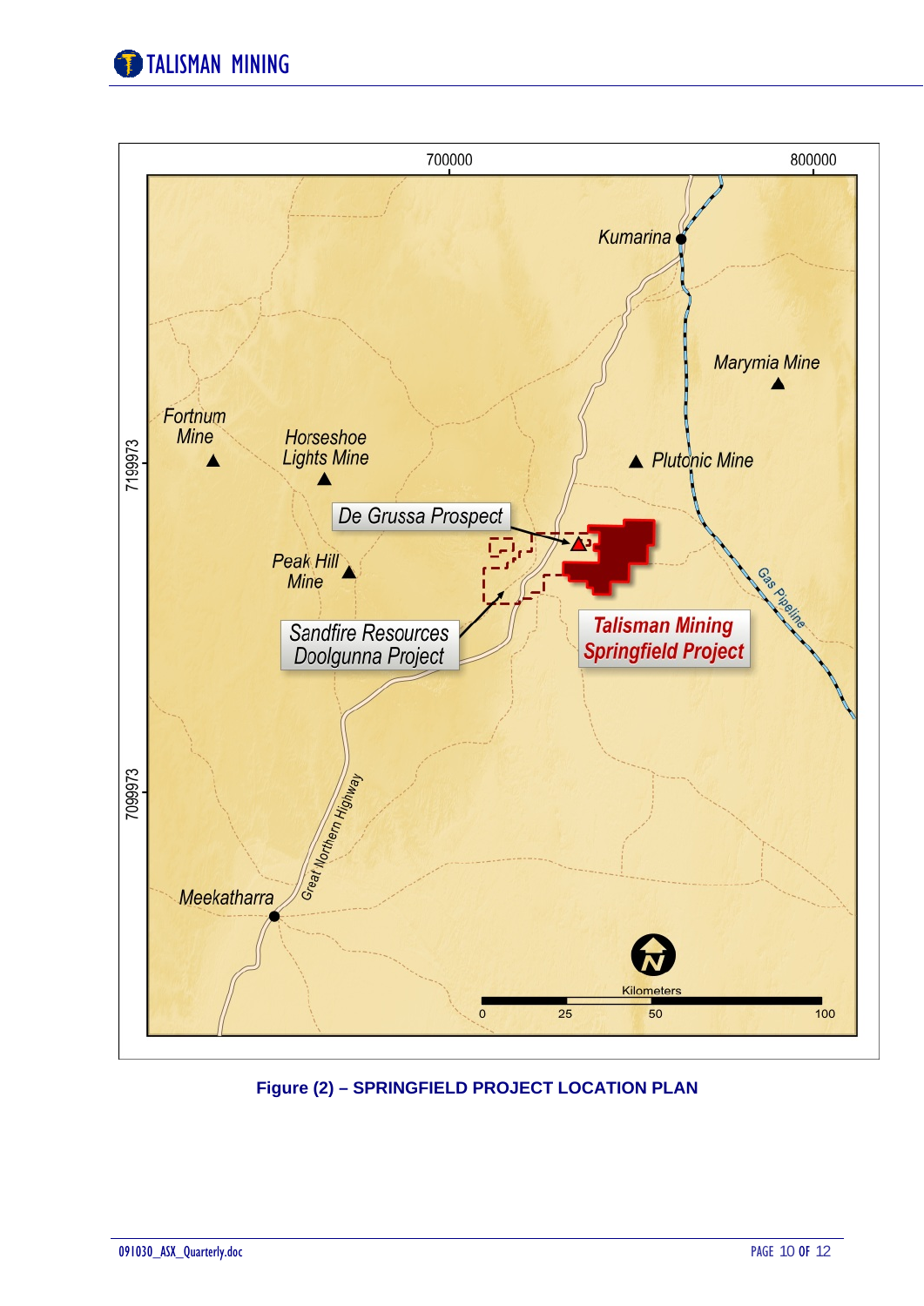Figure (2) – SPRINGFIELD PROJECT LOCATION PLAN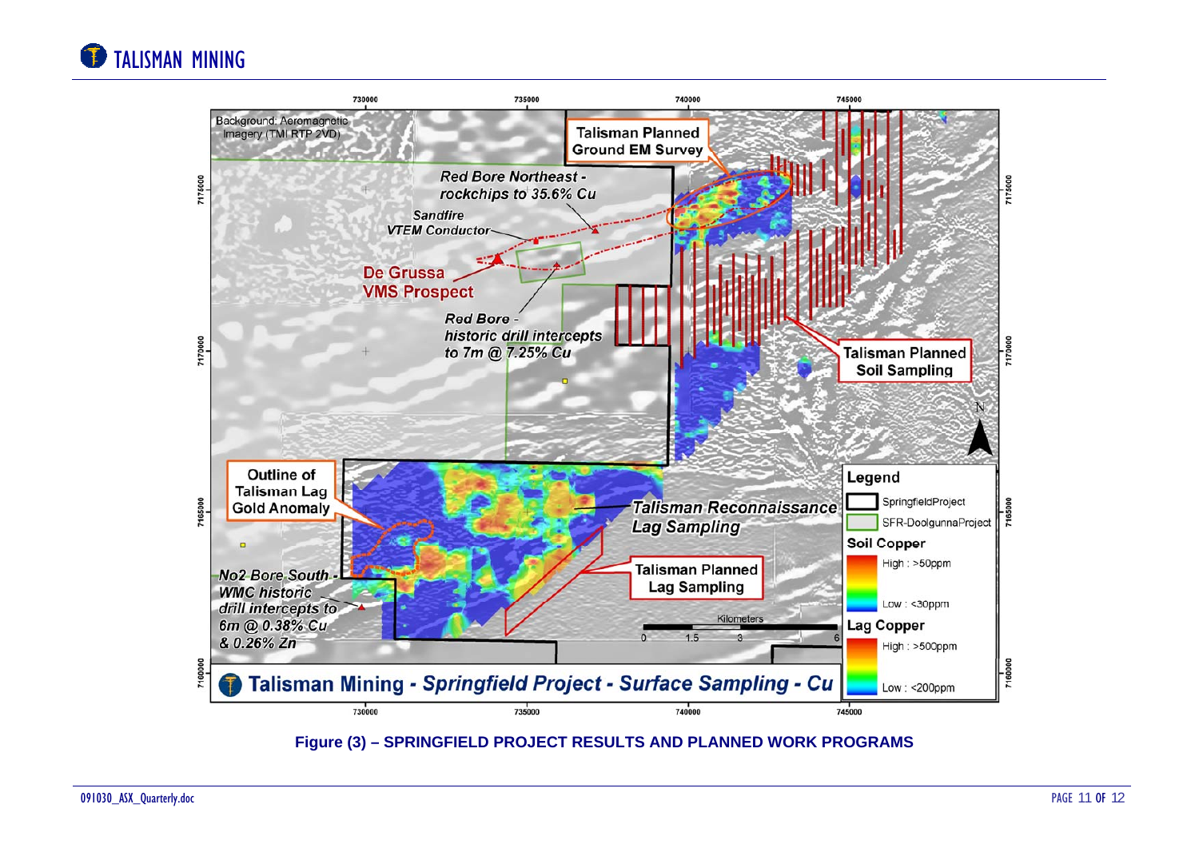Figure (3) – SPRINGFIELD PROJECT RESULTS AND PLANNED WORK PROGRAMS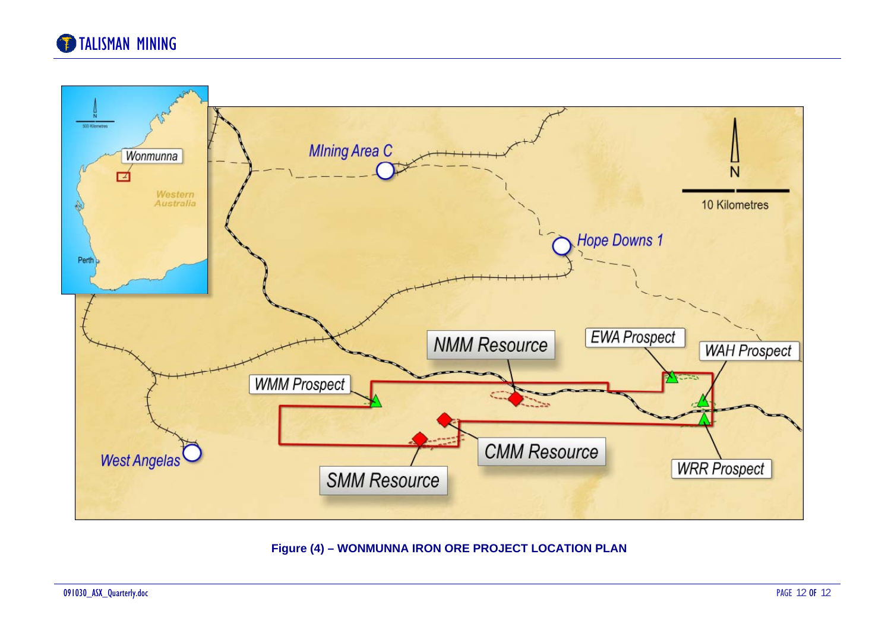Figure (4) – WONMUNNA IRON ORE PROJECT LOCATION PLAN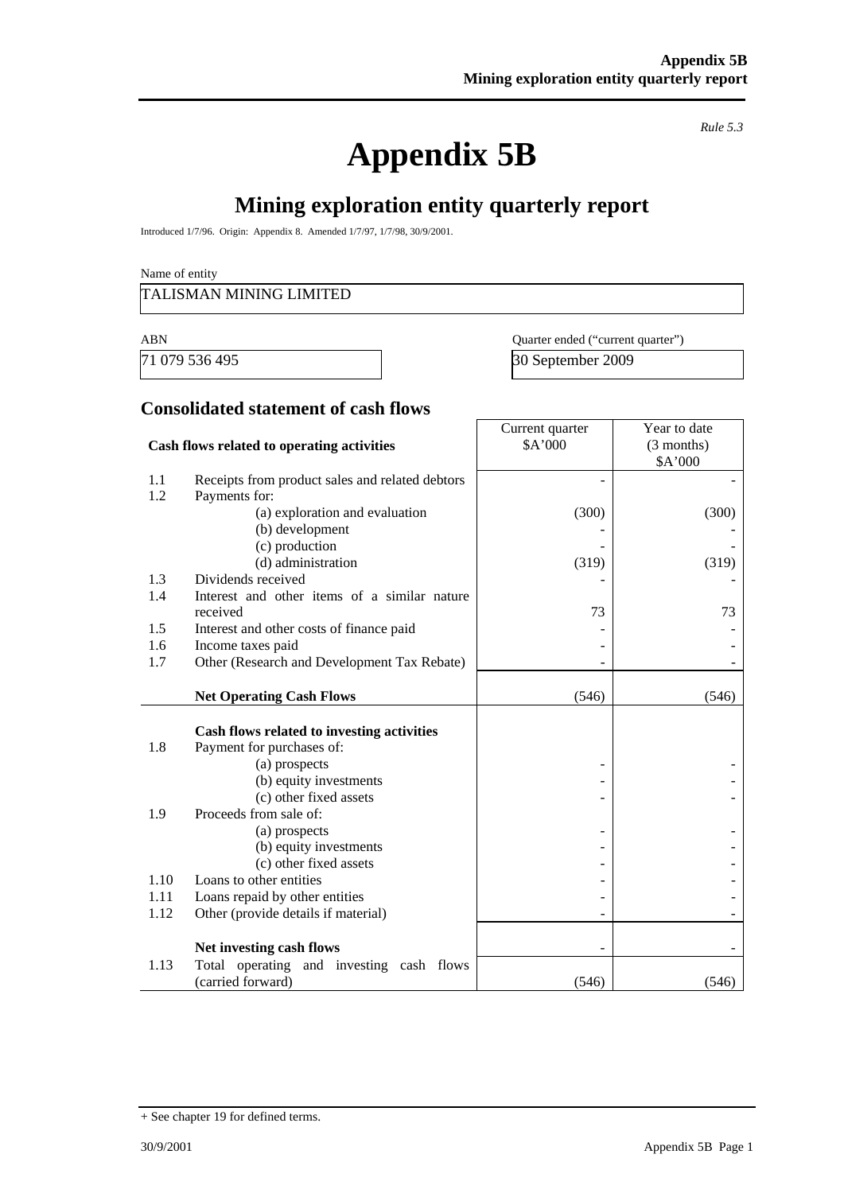*Rule 5.3*

# Appendix 5B

## Mining exploration entity quarterly report

Introduced 1/7/96. Origin: Appendix 8. Amended 1/7/97, 1/7/98, 30/9/2001.

Name of entity

TALISMAN MINING LIMITED

| ABN | Quarter ended ("current quarter") |
|---|---|
| 71 079 536 495 | 30 September 2009 |

### Consolidated statement of cash flows

| | Cash flows related to operating activities | Current quarter $A'000 | Year to date (3 months) $A'000 |
|---|---|---|---|
| 1.1 | Receipts from product sales and related debtors | - | - |
| 1.2 | Payments for: | | |
| | (a) exploration and evaluation | (300) | (300) |
| | (b) development | - | - |
| | (c) production | - | - |
| | (d) administration | (319) | (319) |
| 1.3 | Dividends received | - | - |
| 1.4 | Interest and other items of a similar nature received | 73 | 73 |
| 1.5 | Interest and other costs of finance paid | - | - |
| 1.6 | Income taxes paid | - | - |
| 1.7 | Other (Research and Development Tax Rebate) | - | - |
| | **Net Operating Cash Flows** | (546) | (546) |
| | **Cash flows related to investing activities** | | |
| 1.8 | Payment for purchases of: | | |
| | (a) prospects | - | - |
| | (b) equity investments | - | - |
| | (c) other fixed assets | - | - |
| 1.9 | Proceeds from sale of: | | |
| | (a) prospects | - | - |
| | (b) equity investments | - | - |
| | (c) other fixed assets | - | - |
| 1.10 | Loans to other entities | - | - |
| 1.11 | Loans repaid by other entities | - | - |
| 1.12 | Other (provide details if material) | - | - |
| | **Net investing cash flows** | - | - |
| 1.13 | Total operating and investing cash flows (carried forward) | (546) | (546) |

+ See chapter 19 for defined terms.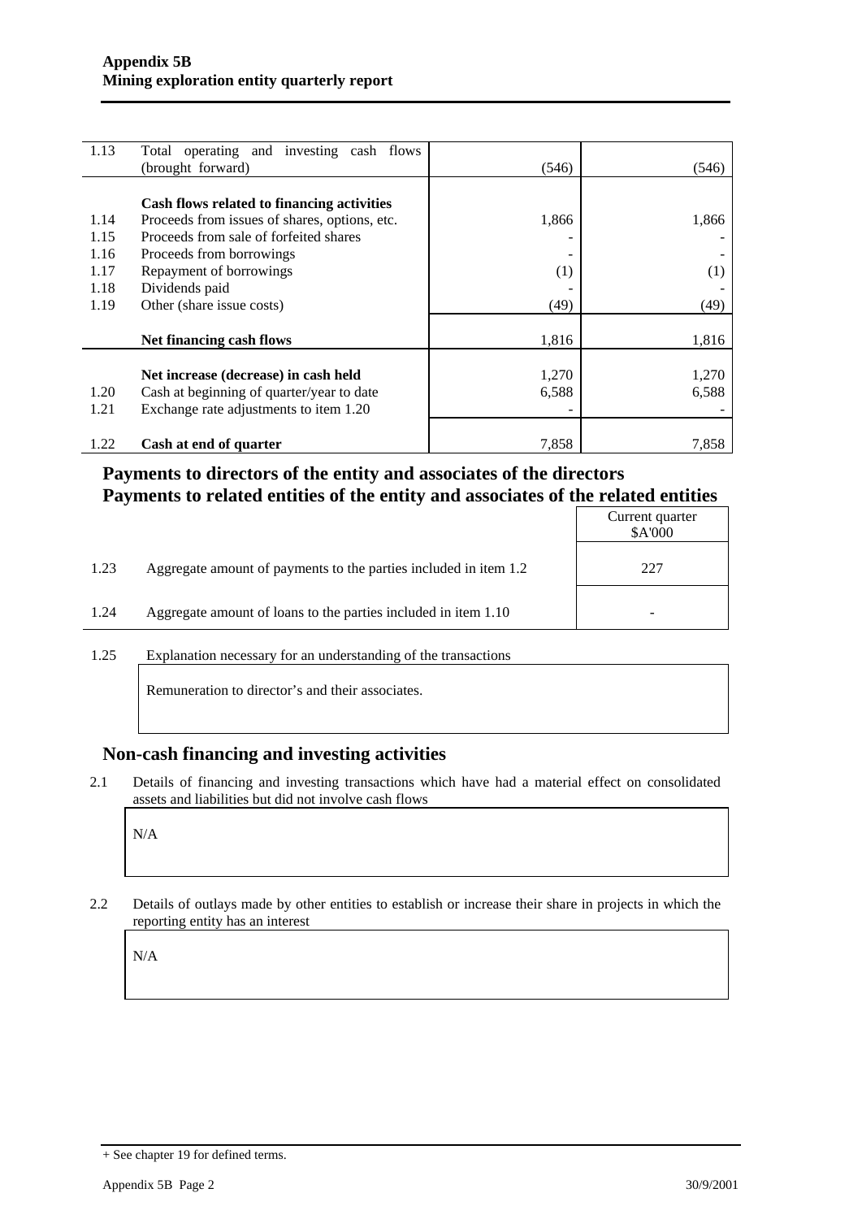| | | | |
|---|---|---|---|
| 1.13 | Total operating and investing cash flows (brought forward) | (546) | (546) |
| | **Cash flows related to financing activities** | | |
| 1.14 | Proceeds from issues of shares, options, etc. | 1,866 | 1,866 |
| 1.15 | Proceeds from sale of forfeited shares | - | - |
| 1.16 | Proceeds from borrowings | - | - |
| 1.17 | Repayment of borrowings | (1) | (1) |
| 1.18 | Dividends paid | - | - |
| 1.19 | Other (share issue costs) | (49) | (49) |
| | **Net financing cash flows** | 1,816 | 1,816 |
| | **Net increase (decrease) in cash held** | 1,270 | 1,270 |
| 1.20 | Cash at beginning of quarter/year to date | 6,588 | 6,588 |
| 1.21 | Exchange rate adjustments to item 1.20 | - | - |
| 1.22 | **Cash at end of quarter** | 7,858 | 7,858 |

## Payments to directors of the entity and associates of the directors
## Payments to related entities of the entity and associates of the related entities

| | | Current quarter $A'000 |
|---|---|---|
| 1.23 | Aggregate amount of payments to the parties included in item 1.2 | 227 |
| 1.24 | Aggregate amount of loans to the parties included in item 1.10 | - |

1.25 Explanation necessary for an understanding of the transactions

Remuneration to director's and their associates.

## Non-cash financing and investing activities

2.1 Details of financing and investing transactions which have had a material effect on consolidated assets and liabilities but did not involve cash flows

N/A

2.2 Details of outlays made by other entities to establish or increase their share in projects in which the reporting entity has an interest

N/A

+ See chapter 19 for defined terms.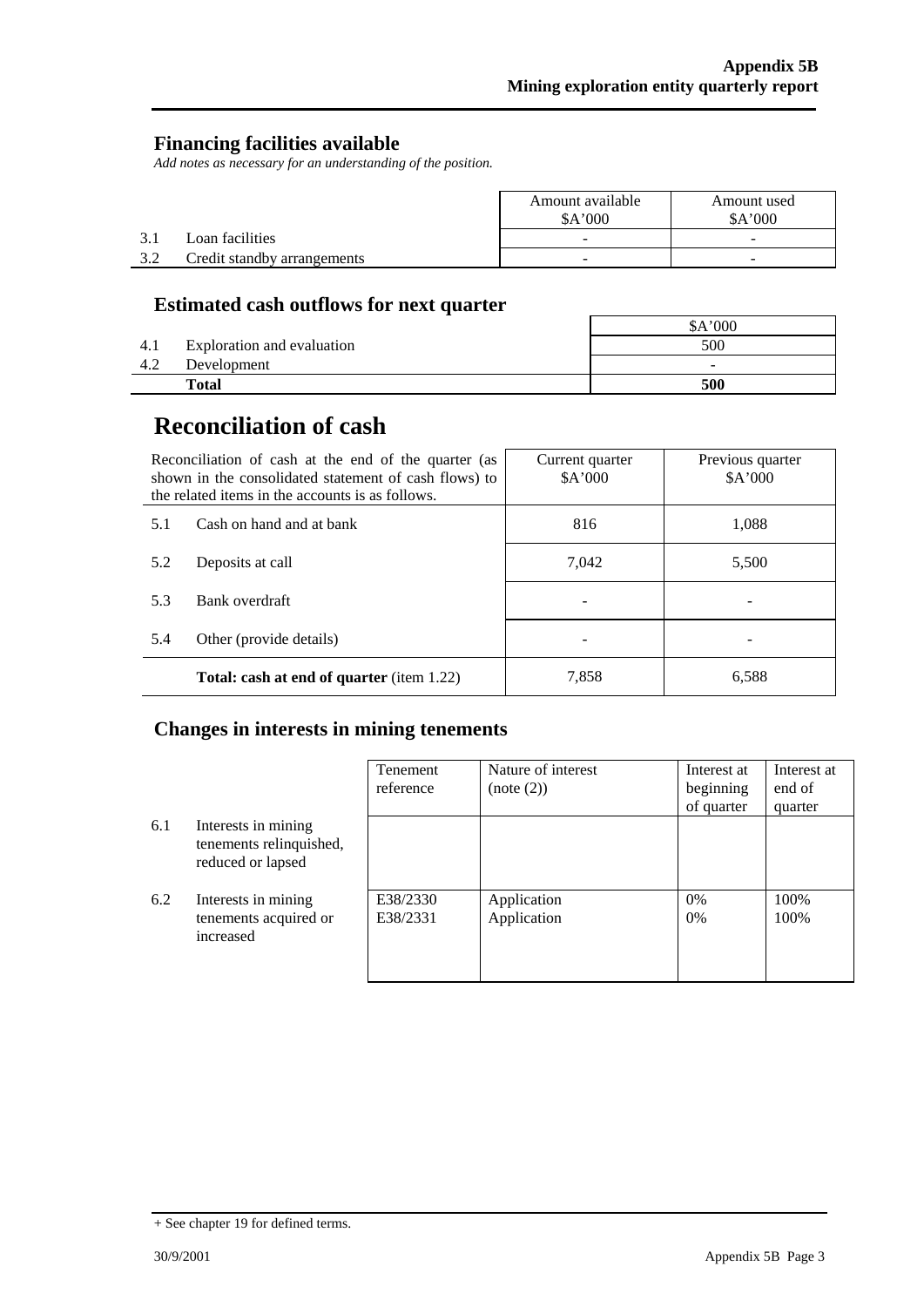## Financing facilities available

*Add notes as necessary for an understanding of the position.*

| | | Amount available $A'000 | Amount used $A'000 |
|---|---|---|---|
| 3.1 | Loan facilities | - | - |
| 3.2 | Credit standby arrangements | - | - |

## Estimated cash outflows for next quarter

| | | $A'000 |
|---|---|---|
| 4.1 | Exploration and evaluation | 500 |
| 4.2 | Development | - |
| | **Total** | **500** |

# Reconciliation of cash

| Reconciliation of cash at the end of the quarter (as shown in the consolidated statement of cash flows) to the related items in the accounts is as follows. | | Current quarter $A'000 | Previous quarter $A'000 |
|---|---|---|---|
| 5.1 | Cash on hand and at bank | 816 | 1,088 |
| 5.2 | Deposits at call | 7,042 | 5,500 |
| 5.3 | Bank overdraft | - | - |
| 5.4 | Other (provide details) | - | - |
| | **Total: cash at end of quarter** (item 1.22) | 7,858 | 6,588 |

## Changes in interests in mining tenements

| | | Tenement reference | Nature of interest (note (2)) | Interest at beginning of quarter | Interest at end of quarter |
|---|---|---|---|---|---|
| 6.1 | Interests in mining tenements relinquished, reduced or lapsed | | | | |
| 6.2 | Interests in mining tenements acquired or increased | E38/2330<br>E38/2331 | Application<br>Application | 0%<br>0% | 100%<br>100% |

+ See chapter 19 for defined terms.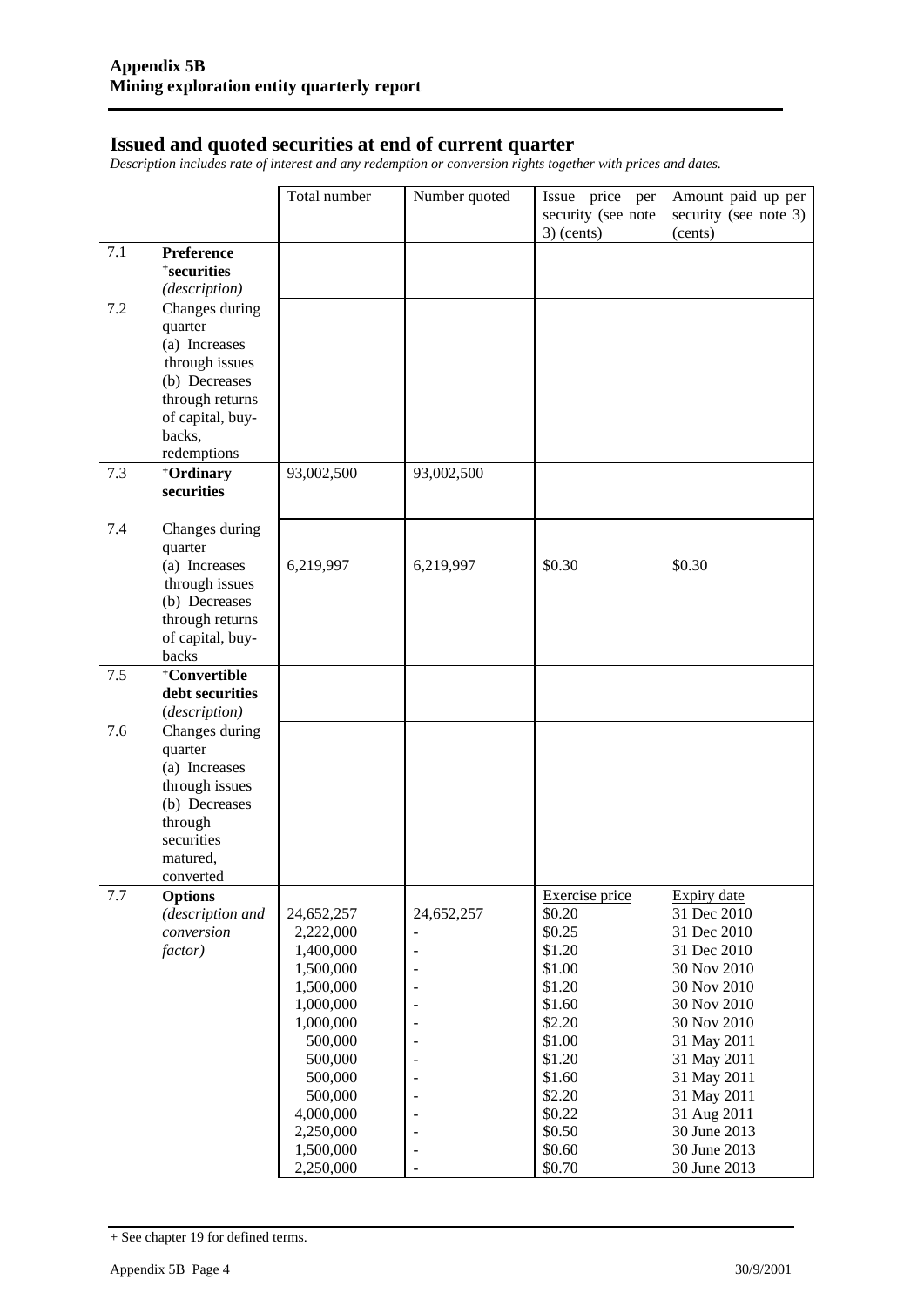## Issued and quoted securities at end of current quarter

*Description includes rate of interest and any redemption or conversion rights together with prices and dates.*

| | | Total number | Number quoted | Issue price per security (see note 3) (cents) | Amount paid up per security (see note 3) (cents) |
|---|---|---|---|---|---|
| 7.1 | **Preference +securities** *(description)* | | | | |
| 7.2 | Changes during quarter (a) Increases through issues (b) Decreases through returns of capital, buy-backs, redemptions | | | | |
| 7.3 | **+Ordinary securities** | 93,002,500 | 93,002,500 | | |
| 7.4 | Changes during quarter (a) Increases through issues (b) Decreases through returns of capital, buy-backs | 6,219,997 | 6,219,997 | $0.30 | $0.30 |
| 7.5 | **+Convertible debt securities** *(description)* | | | | |
| 7.6 | Changes during quarter (a) Increases through issues (b) Decreases through securities matured, converted | | | | |
| 7.7 | **Options** *(description and conversion factor)* | | | Exercise price | Expiry date |
| | | 24,652,257 | 24,652,257 | $0.20 | 31 Dec 2010 |
| | | 2,222,000 | - | $0.25 | 31 Dec 2010 |
| | | 1,400,000 | - | $1.20 | 31 Dec 2010 |
| | | 1,500,000 | - | $1.00 | 30 Nov 2010 |
| | | 1,500,000 | - | $1.20 | 30 Nov 2010 |
| | | 1,000,000 | - | $1.60 | 30 Nov 2010 |
| | | 1,000,000 | - | $2.20 | 30 Nov 2010 |
| | | 500,000 | - | $1.00 | 31 May 2011 |
| | | 500,000 | - | $1.20 | 31 May 2011 |
| | | 500,000 | - | $1.60 | 31 May 2011 |
| | | 500,000 | - | $2.20 | 31 May 2011 |
| | | 4,000,000 | - | $0.22 | 31 Aug 2011 |
| | | 2,250,000 | - | $0.50 | 30 June 2013 |
| | | 1,500,000 | - | $0.60 | 30 June 2013 |
| | | 2,250,000 | - | $0.70 | 30 June 2013 |

+ See chapter 19 for defined terms.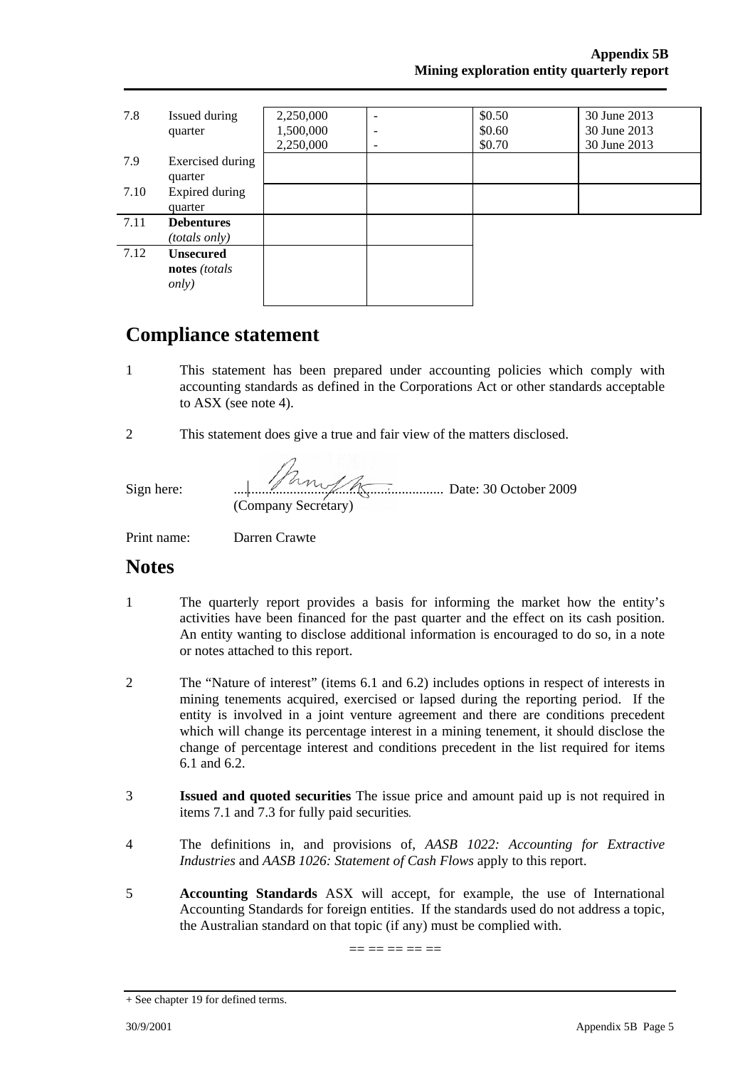| | | | | | |
|---|---|---|---|---|---|
| 7.8 | Issued during quarter | 2,250,000<br>1,500,000<br>2,250,000 | -<br>-<br>- | \$0.50<br>\$0.60<br>\$0.70 | 30 June 2013<br>30 June 2013<br>30 June 2013 |
| 7.9 | Exercised during quarter | | | | |
| 7.10 | Expired during quarter | | | | |
| 7.11 | **Debentures** *(totals only)* | | | | |
| 7.12 | **Unsecured notes** *(totals only)* | | | | |

## Compliance statement

1 This statement has been prepared under accounting policies which comply with accounting standards as defined in the Corporations Act or other standards acceptable to ASX (see note 4).

2 This statement does give a true and fair view of the matters disclosed.

Sign here: ............................................................ Date: 30 October 2009
(Company Secretary)

Print name: Darren Crawte

## Notes

1 The quarterly report provides a basis for informing the market how the entity's activities have been financed for the past quarter and the effect on its cash position. An entity wanting to disclose additional information is encouraged to do so, in a note or notes attached to this report.

2 The "Nature of interest" (items 6.1 and 6.2) includes options in respect of interests in mining tenements acquired, exercised or lapsed during the reporting period. If the entity is involved in a joint venture agreement and there are conditions precedent which will change its percentage interest in a mining tenement, it should disclose the change of percentage interest and conditions precedent in the list required for items 6.1 and 6.2.

3 **Issued and quoted securities** The issue price and amount paid up is not required in items 7.1 and 7.3 for fully paid securities.

4 The definitions in, and provisions of, *AASB 1022: Accounting for Extractive Industries* and *AASB 1026: Statement of Cash Flows* apply to this report.

5 **Accounting Standards** ASX will accept, for example, the use of International Accounting Standards for foreign entities. If the standards used do not address a topic, the Australian standard on that topic (if any) must be complied with.

== == == == ==

+ See chapter 19 for defined terms.